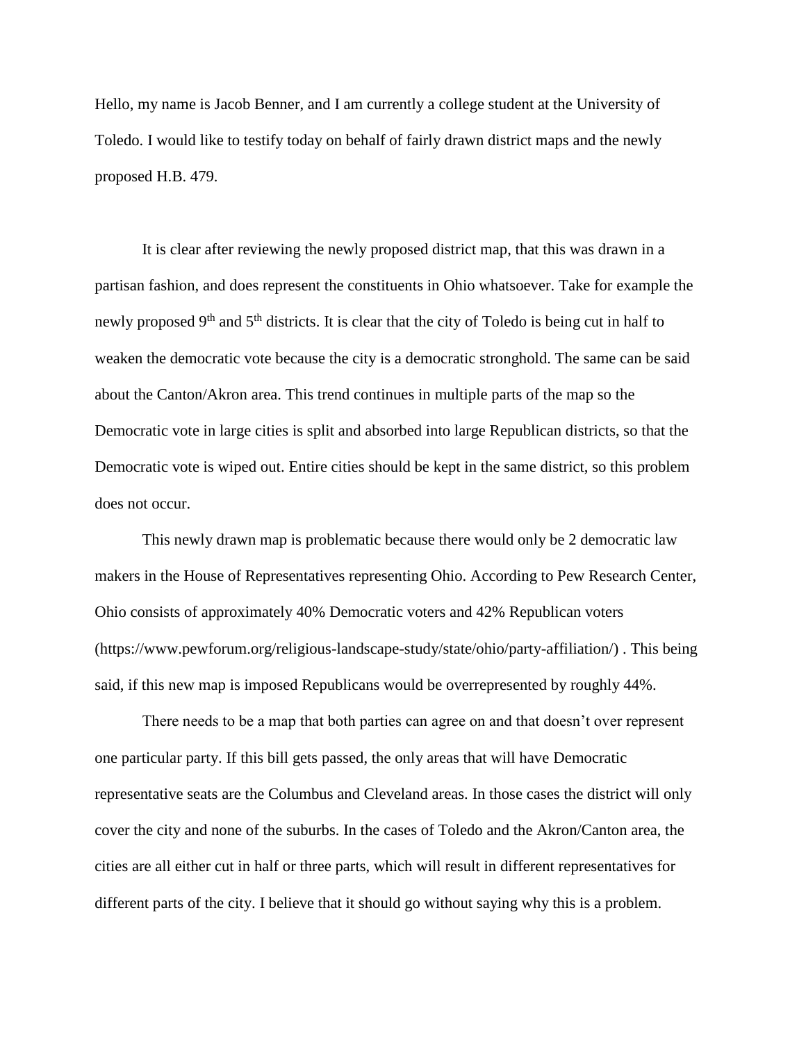Hello, my name is Jacob Benner, and I am currently a college student at the University of Toledo. I would like to testify today on behalf of fairly drawn district maps and the newly proposed H.B. 479.

It is clear after reviewing the newly proposed district map, that this was drawn in a partisan fashion, and does represent the constituents in Ohio whatsoever. Take for example the newly proposed 9th and 5th districts. It is clear that the city of Toledo is being cut in half to weaken the democratic vote because the city is a democratic stronghold. The same can be said about the Canton/Akron area. This trend continues in multiple parts of the map so the Democratic vote in large cities is split and absorbed into large Republican districts, so that the Democratic vote is wiped out. Entire cities should be kept in the same district, so this problem does not occur.

This newly drawn map is problematic because there would only be 2 democratic law makers in the House of Representatives representing Ohio. According to Pew Research Center, Ohio consists of approximately 40% Democratic voters and 42% Republican voters (https://www.pewforum.org/religious-landscape-study/state/ohio/party-affiliation/) . This being said, if this new map is imposed Republicans would be overrepresented by roughly 44%.

There needs to be a map that both parties can agree on and that doesn't over represent one particular party. If this bill gets passed, the only areas that will have Democratic representative seats are the Columbus and Cleveland areas. In those cases the district will only cover the city and none of the suburbs. In the cases of Toledo and the Akron/Canton area, the cities are all either cut in half or three parts, which will result in different representatives for different parts of the city. I believe that it should go without saying why this is a problem.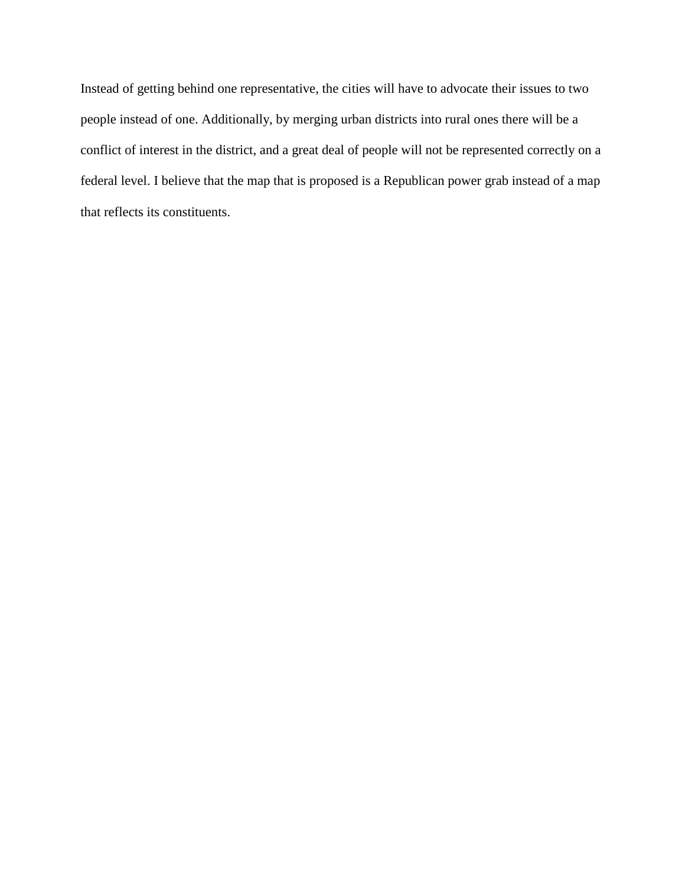Instead of getting behind one representative, the cities will have to advocate their issues to two people instead of one. Additionally, by merging urban districts into rural ones there will be a conflict of interest in the district, and a great deal of people will not be represented correctly on a federal level. I believe that the map that is proposed is a Republican power grab instead of a map that reflects its constituents.